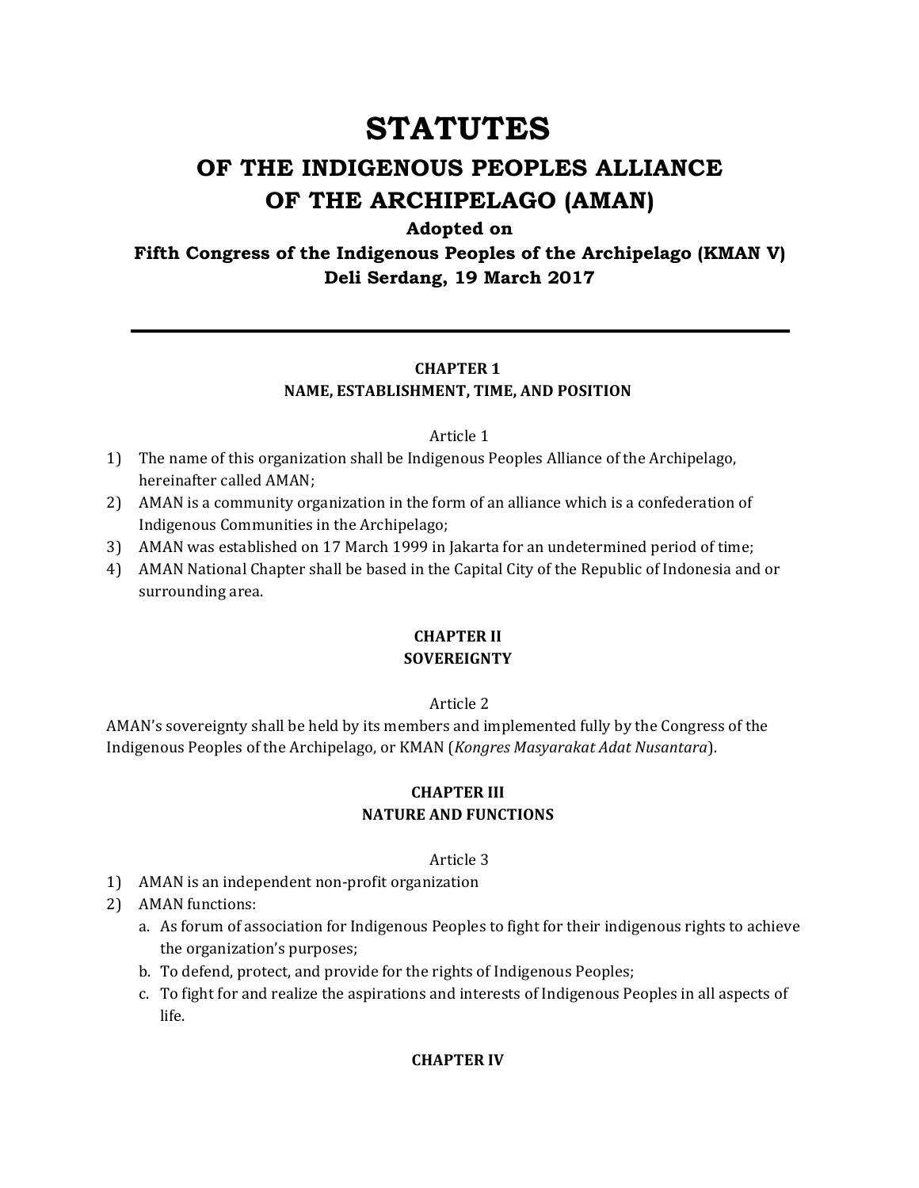# STATUTES

## OF THE INDIGENOUS PEOPLES ALLIANCE OF THE ARCHIPELAGO (AMAN)

**Adopted on**

**Fifth Congress of the Indigenous Peoples of the Archipelago (KMAN V)**

**Deli Serdang, 19 March 2017**

---

### CHAPTER 1
### NAME, ESTABLISHMENT, TIME, AND POSITION

Article 1

1) The name of this organization shall be Indigenous Peoples Alliance of the Archipelago, hereinafter called AMAN;
2) AMAN is a community organization in the form of an alliance which is a confederation of Indigenous Communities in the Archipelago;
3) AMAN was established on 17 March 1999 in Jakarta for an undetermined period of time;
4) AMAN National Chapter shall be based in the Capital City of the Republic of Indonesia and or surrounding area.

### CHAPTER II
### SOVEREIGNTY

Article 2

AMAN's sovereignty shall be held by its members and implemented fully by the Congress of the Indigenous Peoples of the Archipelago, or KMAN (*Kongres Masyarakat Adat Nusantara*).

### CHAPTER III
### NATURE AND FUNCTIONS

Article 3

1) AMAN is an independent non-profit organization
2) AMAN functions:
   a. As forum of association for Indigenous Peoples to fight for their indigenous rights to achieve the organization's purposes;
   b. To defend, protect, and provide for the rights of Indigenous Peoples;
   c. To fight for and realize the aspirations and interests of Indigenous Peoples in all aspects of life.

### CHAPTER IV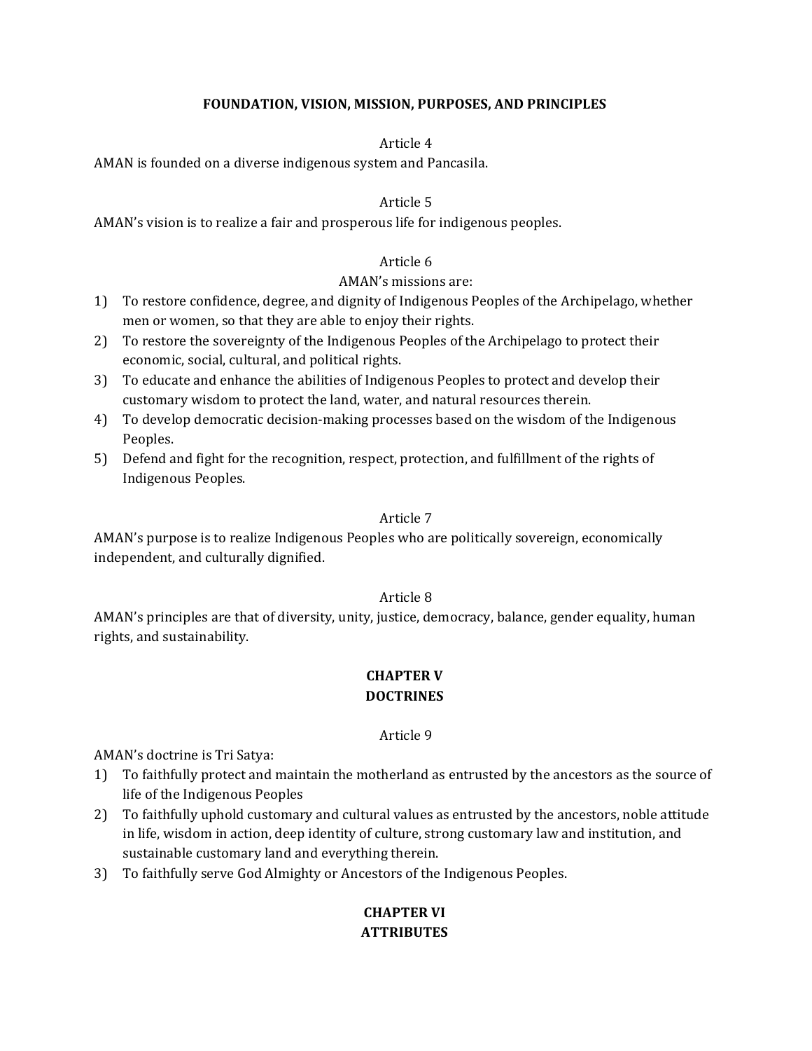## FOUNDATION, VISION, MISSION, PURPOSES, AND PRINCIPLES

Article 4

AMAN is founded on a diverse indigenous system and Pancasila.

Article 5

AMAN's vision is to realize a fair and prosperous life for indigenous peoples.

Article 6

AMAN's missions are:

1) To restore confidence, degree, and dignity of Indigenous Peoples of the Archipelago, whether men or women, so that they are able to enjoy their rights.
2) To restore the sovereignty of the Indigenous Peoples of the Archipelago to protect their economic, social, cultural, and political rights.
3) To educate and enhance the abilities of Indigenous Peoples to protect and develop their customary wisdom to protect the land, water, and natural resources therein.
4) To develop democratic decision-making processes based on the wisdom of the Indigenous Peoples.
5) Defend and fight for the recognition, respect, protection, and fulfillment of the rights of Indigenous Peoples.

Article 7

AMAN's purpose is to realize Indigenous Peoples who are politically sovereign, economically independent, and culturally dignified.

Article 8

AMAN's principles are that of diversity, unity, justice, democracy, balance, gender equality, human rights, and sustainability.

## CHAPTER V
## DOCTRINES

Article 9

AMAN's doctrine is Tri Satya:

1) To faithfully protect and maintain the motherland as entrusted by the ancestors as the source of life of the Indigenous Peoples
2) To faithfully uphold customary and cultural values as entrusted by the ancestors, noble attitude in life, wisdom in action, deep identity of culture, strong customary law and institution, and sustainable customary land and everything therein.
3) To faithfully serve God Almighty or Ancestors of the Indigenous Peoples.

## CHAPTER VI
## ATTRIBUTES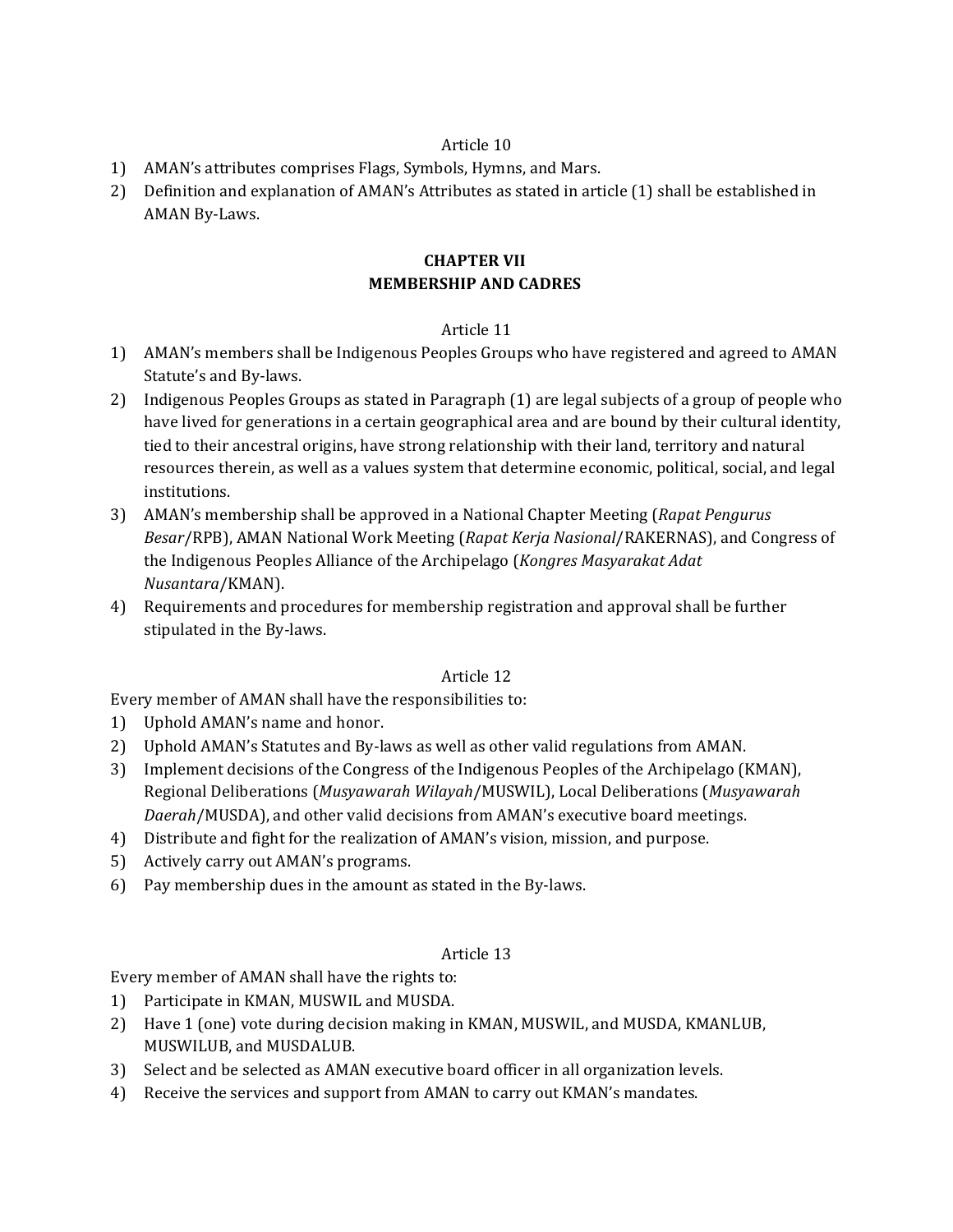Article 10

1) AMAN's attributes comprises Flags, Symbols, Hymns, and Mars.
2) Definition and explanation of AMAN's Attributes as stated in article (1) shall be established in AMAN By-Laws.

## CHAPTER VII
## MEMBERSHIP AND CADRES

Article 11

1) AMAN's members shall be Indigenous Peoples Groups who have registered and agreed to AMAN Statute's and By-laws.
2) Indigenous Peoples Groups as stated in Paragraph (1) are legal subjects of a group of people who have lived for generations in a certain geographical area and are bound by their cultural identity, tied to their ancestral origins, have strong relationship with their land, territory and natural resources therein, as well as a values system that determine economic, political, social, and legal institutions.
3) AMAN's membership shall be approved in a National Chapter Meeting (*Rapat Pengurus Besar*/RPB), AMAN National Work Meeting (*Rapat Kerja Nasional*/RAKERNAS), and Congress of the Indigenous Peoples Alliance of the Archipelago (*Kongres Masyarakat Adat Nusantara*/KMAN).
4) Requirements and procedures for membership registration and approval shall be further stipulated in the By-laws.

Article 12

Every member of AMAN shall have the responsibilities to:

1) Uphold AMAN's name and honor.
2) Uphold AMAN's Statutes and By-laws as well as other valid regulations from AMAN.
3) Implement decisions of the Congress of the Indigenous Peoples of the Archipelago (KMAN), Regional Deliberations (*Musyawarah Wilayah*/MUSWIL), Local Deliberations (*Musyawarah Daerah*/MUSDA), and other valid decisions from AMAN's executive board meetings.
4) Distribute and fight for the realization of AMAN's vision, mission, and purpose.
5) Actively carry out AMAN's programs.
6) Pay membership dues in the amount as stated in the By-laws.

Article 13

Every member of AMAN shall have the rights to:

1) Participate in KMAN, MUSWIL and MUSDA.
2) Have 1 (one) vote during decision making in KMAN, MUSWIL, and MUSDA, KMANLUB, MUSWILUB, and MUSDALUB.
3) Select and be selected as AMAN executive board officer in all organization levels.
4) Receive the services and support from AMAN to carry out KMAN's mandates.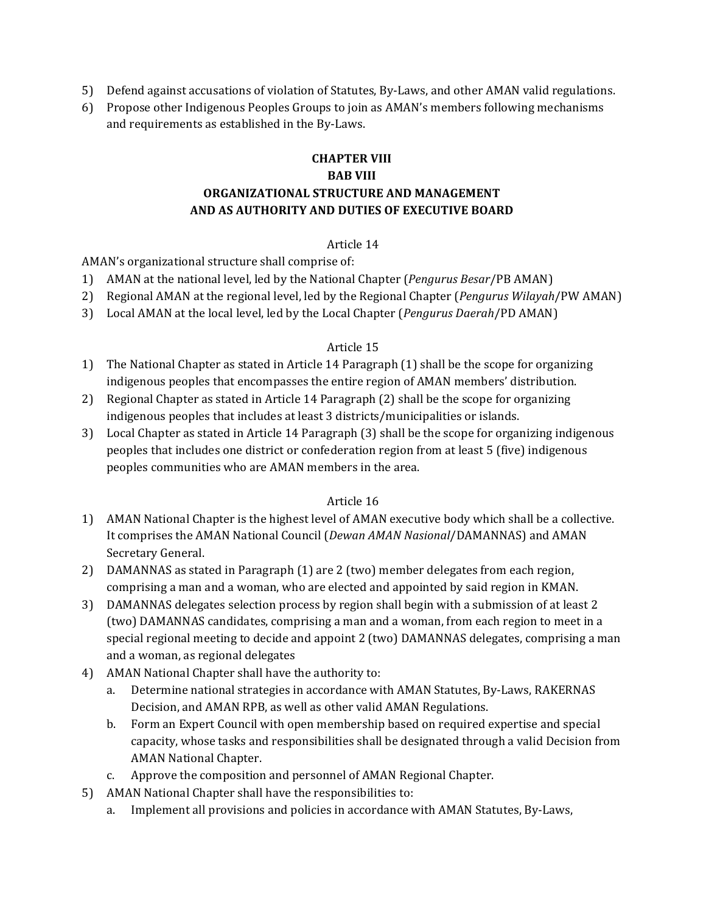5) Defend against accusations of violation of Statutes, By-Laws, and other AMAN valid regulations.
6) Propose other Indigenous Peoples Groups to join as AMAN's members following mechanisms and requirements as established in the By-Laws.

## CHAPTER VIII
## BAB VIII
## ORGANIZATIONAL STRUCTURE AND MANAGEMENT AND AS AUTHORITY AND DUTIES OF EXECUTIVE BOARD

### Article 14

AMAN's organizational structure shall comprise of:

1) AMAN at the national level, led by the National Chapter (*Pengurus Besar*/PB AMAN)
2) Regional AMAN at the regional level, led by the Regional Chapter (*Pengurus Wilayah*/PW AMAN)
3) Local AMAN at the local level, led by the Local Chapter (*Pengurus Daerah*/PD AMAN)

### Article 15

1) The National Chapter as stated in Article 14 Paragraph (1) shall be the scope for organizing indigenous peoples that encompasses the entire region of AMAN members' distribution.
2) Regional Chapter as stated in Article 14 Paragraph (2) shall be the scope for organizing indigenous peoples that includes at least 3 districts/municipalities or islands.
3) Local Chapter as stated in Article 14 Paragraph (3) shall be the scope for organizing indigenous peoples that includes one district or confederation region from at least 5 (five) indigenous peoples communities who are AMAN members in the area.

### Article 16

1) AMAN National Chapter is the highest level of AMAN executive body which shall be a collective. It comprises the AMAN National Council (*Dewan AMAN Nasional*/DAMANNAS) and AMAN Secretary General.
2) DAMANNAS as stated in Paragraph (1) are 2 (two) member delegates from each region, comprising a man and a woman, who are elected and appointed by said region in KMAN.
3) DAMANNAS delegates selection process by region shall begin with a submission of at least 2 (two) DAMANNAS candidates, comprising a man and a woman, from each region to meet in a special regional meeting to decide and appoint 2 (two) DAMANNAS delegates, comprising a man and a woman, as regional delegates
4) AMAN National Chapter shall have the authority to:
   a. Determine national strategies in accordance with AMAN Statutes, By-Laws, RAKERNAS Decision, and AMAN RPB, as well as other valid AMAN Regulations.
   b. Form an Expert Council with open membership based on required expertise and special capacity, whose tasks and responsibilities shall be designated through a valid Decision from AMAN National Chapter.
   c. Approve the composition and personnel of AMAN Regional Chapter.
5) AMAN National Chapter shall have the responsibilities to:
   a. Implement all provisions and policies in accordance with AMAN Statutes, By-Laws,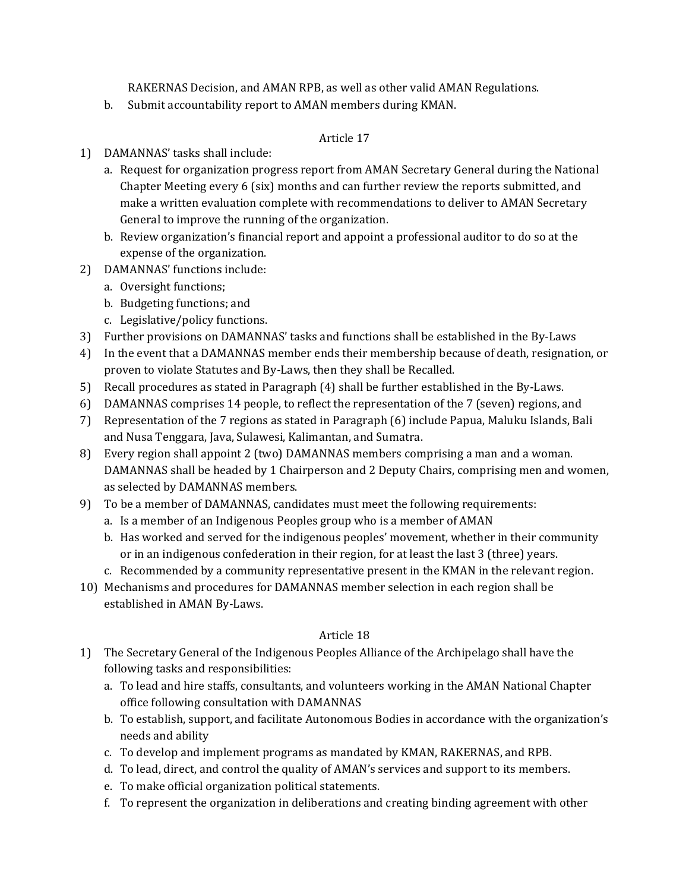RAKERNAS Decision, and AMAN RPB, as well as other valid AMAN Regulations.

b. Submit accountability report to AMAN members during KMAN.

Article 17

1) DAMANNAS' tasks shall include:
   a. Request for organization progress report from AMAN Secretary General during the National Chapter Meeting every 6 (six) months and can further review the reports submitted, and make a written evaluation complete with recommendations to deliver to AMAN Secretary General to improve the running of the organization.
   b. Review organization's financial report and appoint a professional auditor to do so at the expense of the organization.
2) DAMANNAS' functions include:
   a. Oversight functions;
   b. Budgeting functions; and
   c. Legislative/policy functions.
3) Further provisions on DAMANNAS' tasks and functions shall be established in the By-Laws
4) In the event that a DAMANNAS member ends their membership because of death, resignation, or proven to violate Statutes and By-Laws, then they shall be Recalled.
5) Recall procedures as stated in Paragraph (4) shall be further established in the By-Laws.
6) DAMANNAS comprises 14 people, to reflect the representation of the 7 (seven) regions, and
7) Representation of the 7 regions as stated in Paragraph (6) include Papua, Maluku Islands, Bali and Nusa Tenggara, Java, Sulawesi, Kalimantan, and Sumatra.
8) Every region shall appoint 2 (two) DAMANNAS members comprising a man and a woman. DAMANNAS shall be headed by 1 Chairperson and 2 Deputy Chairs, comprising men and women, as selected by DAMANNAS members.
9) To be a member of DAMANNAS, candidates must meet the following requirements:
   a. Is a member of an Indigenous Peoples group who is a member of AMAN
   b. Has worked and served for the indigenous peoples' movement, whether in their community or in an indigenous confederation in their region, for at least the last 3 (three) years.
   c. Recommended by a community representative present in the KMAN in the relevant region.
10) Mechanisms and procedures for DAMANNAS member selection in each region shall be established in AMAN By-Laws.

Article 18

1) The Secretary General of the Indigenous Peoples Alliance of the Archipelago shall have the following tasks and responsibilities:
   a. To lead and hire staffs, consultants, and volunteers working in the AMAN National Chapter office following consultation with DAMANNAS
   b. To establish, support, and facilitate Autonomous Bodies in accordance with the organization's needs and ability
   c. To develop and implement programs as mandated by KMAN, RAKERNAS, and RPB.
   d. To lead, direct, and control the quality of AMAN's services and support to its members.
   e. To make official organization political statements.
   f. To represent the organization in deliberations and creating binding agreement with other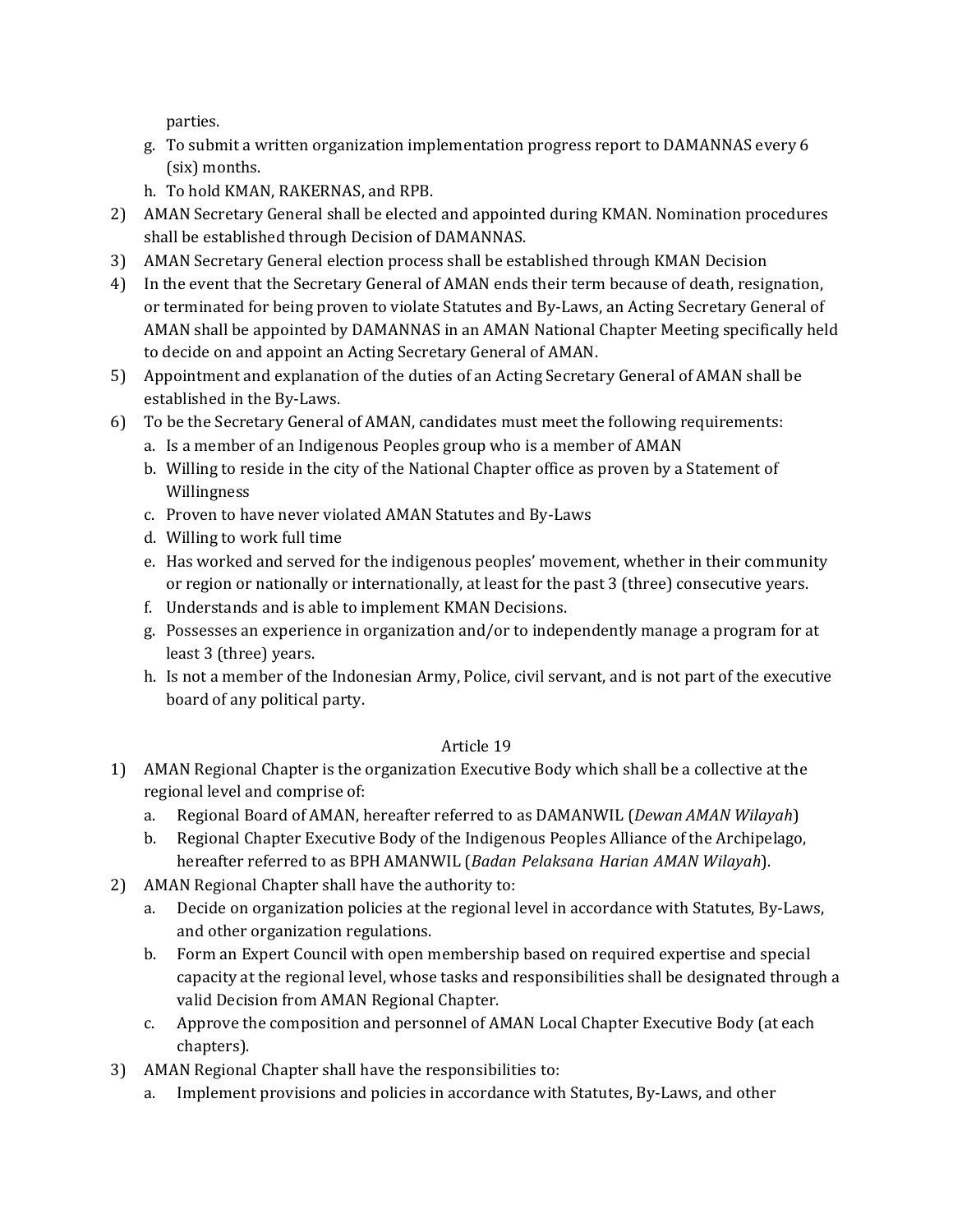parties.

g. To submit a written organization implementation progress report to DAMANNAS every 6 (six) months.
h. To hold KMAN, RAKERNAS, and RPB.

2) AMAN Secretary General shall be elected and appointed during KMAN. Nomination procedures shall be established through Decision of DAMANNAS.
3) AMAN Secretary General election process shall be established through KMAN Decision
4) In the event that the Secretary General of AMAN ends their term because of death, resignation, or terminated for being proven to violate Statutes and By-Laws, an Acting Secretary General of AMAN shall be appointed by DAMANNAS in an AMAN National Chapter Meeting specifically held to decide on and appoint an Acting Secretary General of AMAN.
5) Appointment and explanation of the duties of an Acting Secretary General of AMAN shall be established in the By-Laws.
6) To be the Secretary General of AMAN, candidates must meet the following requirements:
   a. Is a member of an Indigenous Peoples group who is a member of AMAN
   b. Willing to reside in the city of the National Chapter office as proven by a Statement of Willingness
   c. Proven to have never violated AMAN Statutes and By-Laws
   d. Willing to work full time
   e. Has worked and served for the indigenous peoples' movement, whether in their community or region or nationally or internationally, at least for the past 3 (three) consecutive years.
   f. Understands and is able to implement KMAN Decisions.
   g. Possesses an experience in organization and/or to independently manage a program for at least 3 (three) years.
   h. Is not a member of the Indonesian Army, Police, civil servant, and is not part of the executive board of any political party.

Article 19

1) AMAN Regional Chapter is the organization Executive Body which shall be a collective at the regional level and comprise of:
   a. Regional Board of AMAN, hereafter referred to as DAMANWIL (*Dewan AMAN Wilayah*)
   b. Regional Chapter Executive Body of the Indigenous Peoples Alliance of the Archipelago, hereafter referred to as BPH AMANWIL (*Badan Pelaksana Harian AMAN Wilayah*).
2) AMAN Regional Chapter shall have the authority to:
   a. Decide on organization policies at the regional level in accordance with Statutes, By-Laws, and other organization regulations.
   b. Form an Expert Council with open membership based on required expertise and special capacity at the regional level, whose tasks and responsibilities shall be designated through a valid Decision from AMAN Regional Chapter.
   c. Approve the composition and personnel of AMAN Local Chapter Executive Body (at each chapters).
3) AMAN Regional Chapter shall have the responsibilities to:
   a. Implement provisions and policies in accordance with Statutes, By-Laws, and other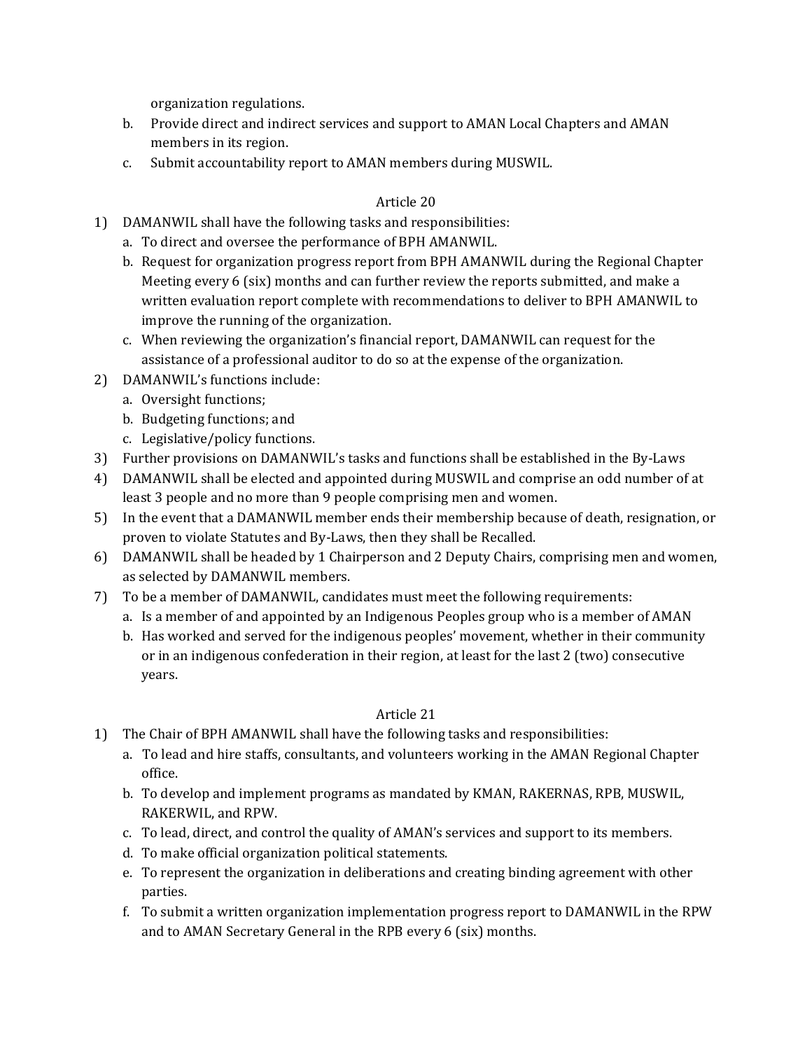organization regulations.

b. Provide direct and indirect services and support to AMAN Local Chapters and AMAN members in its region.

c. Submit accountability report to AMAN members during MUSWIL.

Article 20

1) DAMANWIL shall have the following tasks and responsibilities:
   a. To direct and oversee the performance of BPH AMANWIL.
   b. Request for organization progress report from BPH AMANWIL during the Regional Chapter Meeting every 6 (six) months and can further review the reports submitted, and make a written evaluation report complete with recommendations to deliver to BPH AMANWIL to improve the running of the organization.
   c. When reviewing the organization's financial report, DAMANWIL can request for the assistance of a professional auditor to do so at the expense of the organization.
2) DAMANWIL's functions include:
   a. Oversight functions;
   b. Budgeting functions; and
   c. Legislative/policy functions.
3) Further provisions on DAMANWIL's tasks and functions shall be established in the By-Laws
4) DAMANWIL shall be elected and appointed during MUSWIL and comprise an odd number of at least 3 people and no more than 9 people comprising men and women.
5) In the event that a DAMANWIL member ends their membership because of death, resignation, or proven to violate Statutes and By-Laws, then they shall be Recalled.
6) DAMANWIL shall be headed by 1 Chairperson and 2 Deputy Chairs, comprising men and women, as selected by DAMANWIL members.
7) To be a member of DAMANWIL, candidates must meet the following requirements:
   a. Is a member of and appointed by an Indigenous Peoples group who is a member of AMAN
   b. Has worked and served for the indigenous peoples' movement, whether in their community or in an indigenous confederation in their region, at least for the last 2 (two) consecutive years.

Article 21

1) The Chair of BPH AMANWIL shall have the following tasks and responsibilities:
   a. To lead and hire staffs, consultants, and volunteers working in the AMAN Regional Chapter office.
   b. To develop and implement programs as mandated by KMAN, RAKERNAS, RPB, MUSWIL, RAKERWIL, and RPW.
   c. To lead, direct, and control the quality of AMAN's services and support to its members.
   d. To make official organization political statements.
   e. To represent the organization in deliberations and creating binding agreement with other parties.
   f. To submit a written organization implementation progress report to DAMANWIL in the RPW and to AMAN Secretary General in the RPB every 6 (six) months.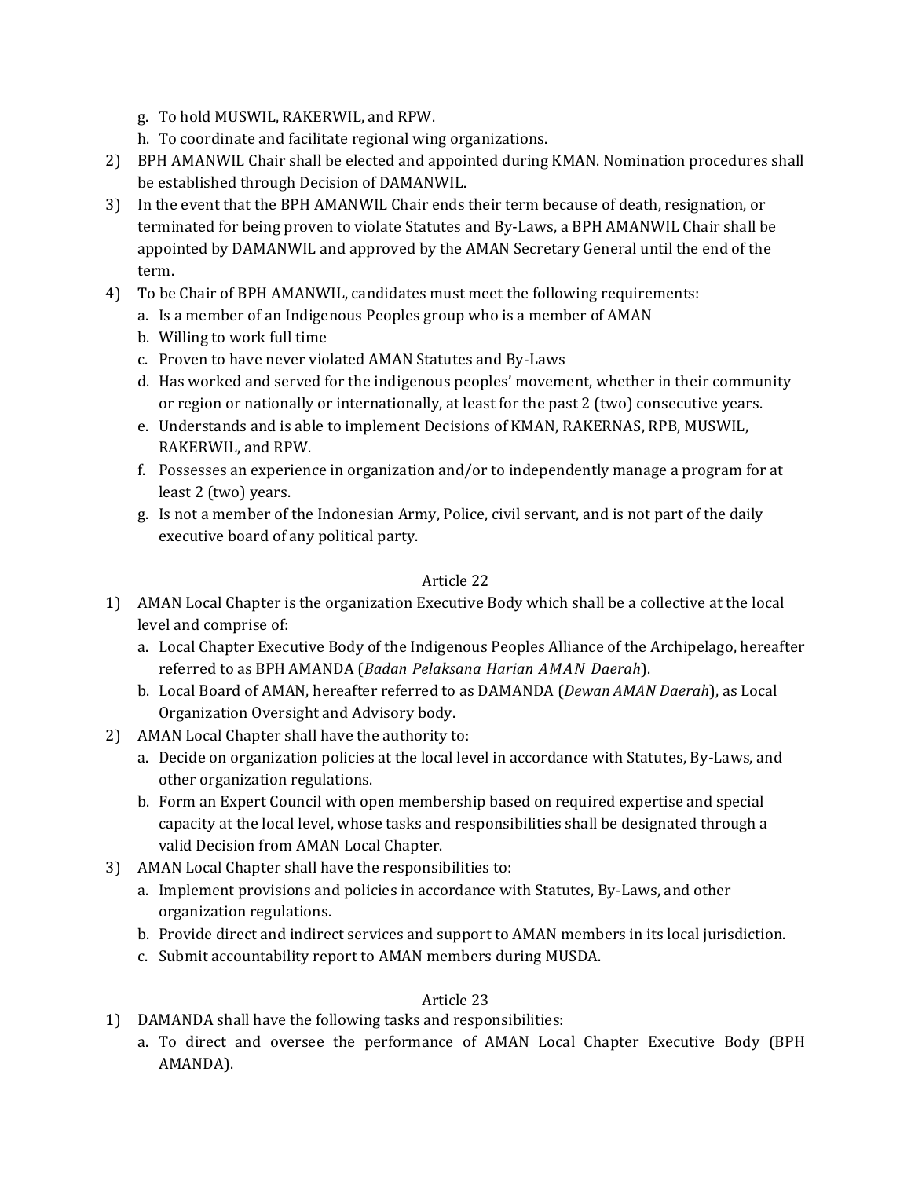g. To hold MUSWIL, RAKERWIL, and RPW.
h. To coordinate and facilitate regional wing organizations.

2) BPH AMANWIL Chair shall be elected and appointed during KMAN. Nomination procedures shall be established through Decision of DAMANWIL.
3) In the event that the BPH AMANWIL Chair ends their term because of death, resignation, or terminated for being proven to violate Statutes and By-Laws, a BPH AMANWIL Chair shall be appointed by DAMANWIL and approved by the AMAN Secretary General until the end of the term.
4) To be Chair of BPH AMANWIL, candidates must meet the following requirements:
   a. Is a member of an Indigenous Peoples group who is a member of AMAN
   b. Willing to work full time
   c. Proven to have never violated AMAN Statutes and By-Laws
   d. Has worked and served for the indigenous peoples' movement, whether in their community or region or nationally or internationally, at least for the past 2 (two) consecutive years.
   e. Understands and is able to implement Decisions of KMAN, RAKERNAS, RPB, MUSWIL, RAKERWIL, and RPW.
   f. Possesses an experience in organization and/or to independently manage a program for at least 2 (two) years.
   g. Is not a member of the Indonesian Army, Police, civil servant, and is not part of the daily executive board of any political party.

Article 22

1) AMAN Local Chapter is the organization Executive Body which shall be a collective at the local level and comprise of:
   a. Local Chapter Executive Body of the Indigenous Peoples Alliance of the Archipelago, hereafter referred to as BPH AMANDA (*Badan Pelaksana Harian AMAN Daerah*).
   b. Local Board of AMAN, hereafter referred to as DAMANDA (*Dewan AMAN Daerah*), as Local Organization Oversight and Advisory body.
2) AMAN Local Chapter shall have the authority to:
   a. Decide on organization policies at the local level in accordance with Statutes, By-Laws, and other organization regulations.
   b. Form an Expert Council with open membership based on required expertise and special capacity at the local level, whose tasks and responsibilities shall be designated through a valid Decision from AMAN Local Chapter.
3) AMAN Local Chapter shall have the responsibilities to:
   a. Implement provisions and policies in accordance with Statutes, By-Laws, and other organization regulations.
   b. Provide direct and indirect services and support to AMAN members in its local jurisdiction.
   c. Submit accountability report to AMAN members during MUSDA.

Article 23

1) DAMANDA shall have the following tasks and responsibilities:
   a. To direct and oversee the performance of AMAN Local Chapter Executive Body (BPH AMANDA).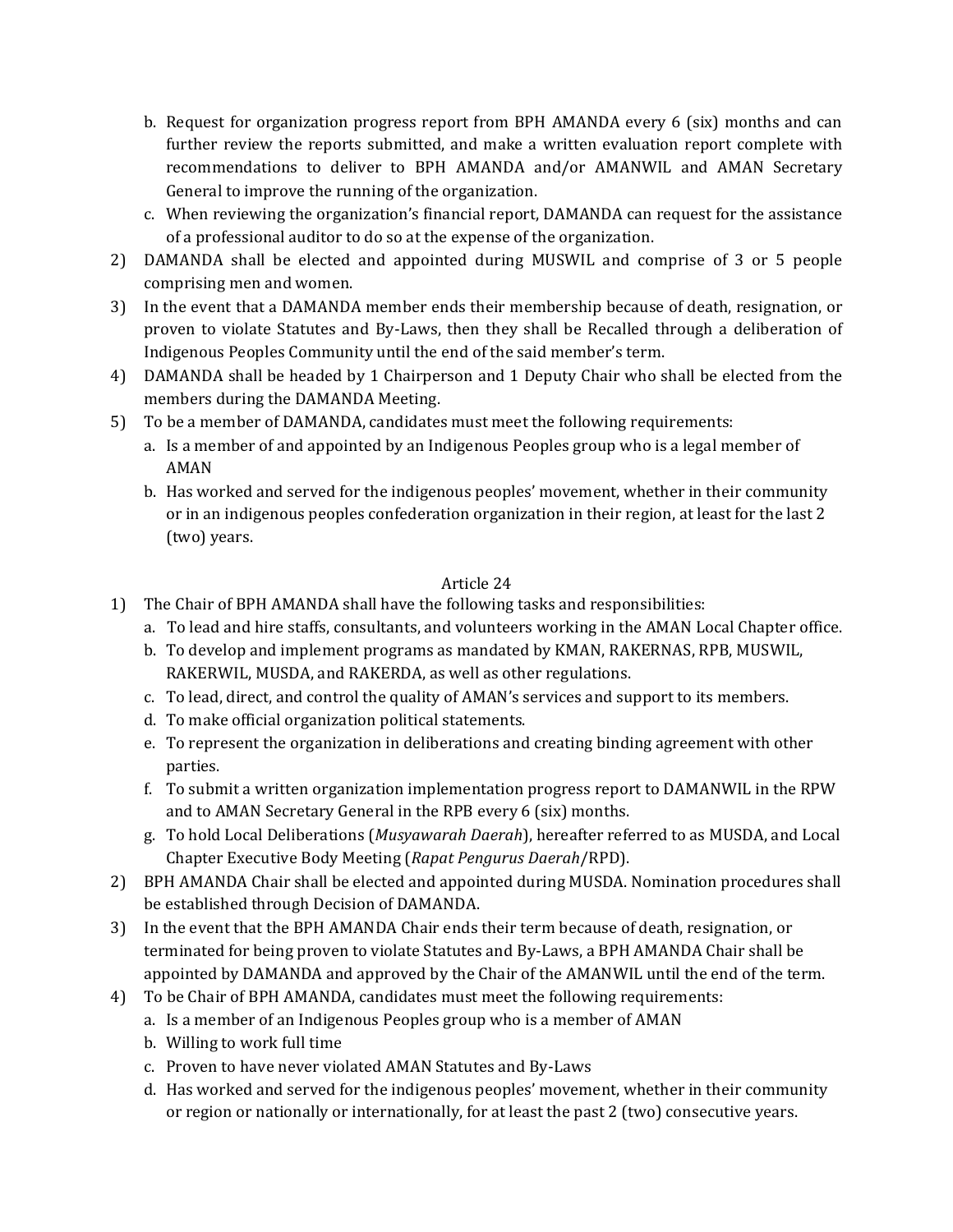b. Request for organization progress report from BPH AMANDA every 6 (six) months and can further review the reports submitted, and make a written evaluation report complete with recommendations to deliver to BPH AMANDA and/or AMANWIL and AMAN Secretary General to improve the running of the organization.

c. When reviewing the organization's financial report, DAMANDA can request for the assistance of a professional auditor to do so at the expense of the organization.

2) DAMANDA shall be elected and appointed during MUSWIL and comprise of 3 or 5 people comprising men and women.

3) In the event that a DAMANDA member ends their membership because of death, resignation, or proven to violate Statutes and By-Laws, then they shall be Recalled through a deliberation of Indigenous Peoples Community until the end of the said member's term.

4) DAMANDA shall be headed by 1 Chairperson and 1 Deputy Chair who shall be elected from the members during the DAMANDA Meeting.

5) To be a member of DAMANDA, candidates must meet the following requirements:

   a. Is a member of and appointed by an Indigenous Peoples group who is a legal member of AMAN

   b. Has worked and served for the indigenous peoples' movement, whether in their community or in an indigenous peoples confederation organization in their region, at least for the last 2 (two) years.

## Article 24

1) The Chair of BPH AMANDA shall have the following tasks and responsibilities:

   a. To lead and hire staffs, consultants, and volunteers working in the AMAN Local Chapter office.

   b. To develop and implement programs as mandated by KMAN, RAKERNAS, RPB, MUSWIL, RAKERWIL, MUSDA, and RAKERDA, as well as other regulations.

   c. To lead, direct, and control the quality of AMAN's services and support to its members.

   d. To make official organization political statements.

   e. To represent the organization in deliberations and creating binding agreement with other parties.

   f. To submit a written organization implementation progress report to DAMANWIL in the RPW and to AMAN Secretary General in the RPB every 6 (six) months.

   g. To hold Local Deliberations (*Musyawarah Daerah*), hereafter referred to as MUSDA, and Local Chapter Executive Body Meeting (*Rapat Pengurus Daerah*/RPD).

2) BPH AMANDA Chair shall be elected and appointed during MUSDA. Nomination procedures shall be established through Decision of DAMANDA.

3) In the event that the BPH AMANDA Chair ends their term because of death, resignation, or terminated for being proven to violate Statutes and By-Laws, a BPH AMANDA Chair shall be appointed by DAMANDA and approved by the Chair of the AMANWIL until the end of the term.

4) To be Chair of BPH AMANDA, candidates must meet the following requirements:

   a. Is a member of an Indigenous Peoples group who is a member of AMAN

   b. Willing to work full time

   c. Proven to have never violated AMAN Statutes and By-Laws

   d. Has worked and served for the indigenous peoples' movement, whether in their community or region or nationally or internationally, for at least the past 2 (two) consecutive years.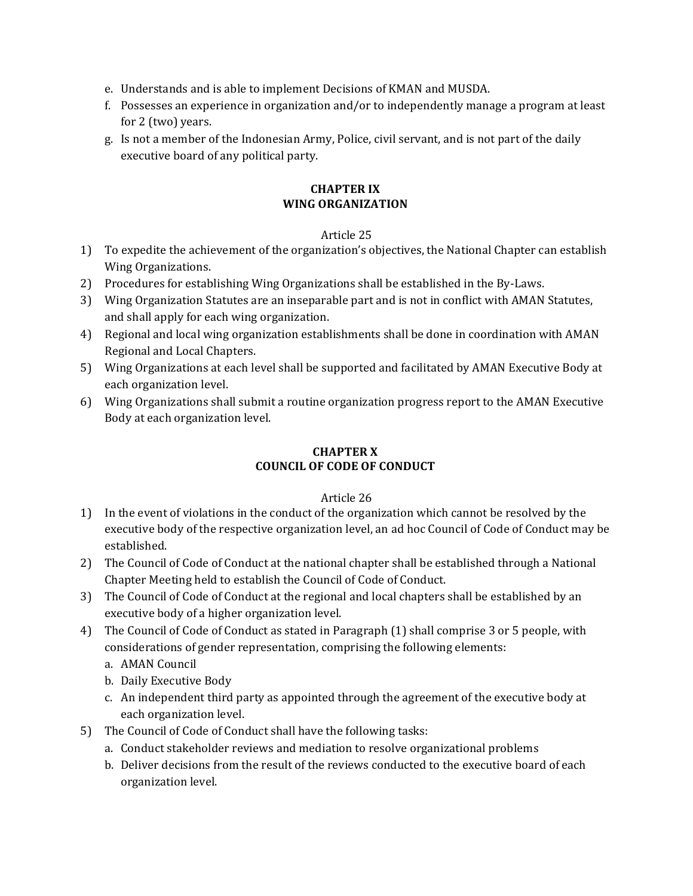e. Understands and is able to implement Decisions of KMAN and MUSDA.
f. Possesses an experience in organization and/or to independently manage a program at least for 2 (two) years.
g. Is not a member of the Indonesian Army, Police, civil servant, and is not part of the daily executive board of any political party.

## CHAPTER IX
## WING ORGANIZATION

Article 25

1) To expedite the achievement of the organization's objectives, the National Chapter can establish Wing Organizations.
2) Procedures for establishing Wing Organizations shall be established in the By-Laws.
3) Wing Organization Statutes are an inseparable part and is not in conflict with AMAN Statutes, and shall apply for each wing organization.
4) Regional and local wing organization establishments shall be done in coordination with AMAN Regional and Local Chapters.
5) Wing Organizations at each level shall be supported and facilitated by AMAN Executive Body at each organization level.
6) Wing Organizations shall submit a routine organization progress report to the AMAN Executive Body at each organization level.

## CHAPTER X
## COUNCIL OF CODE OF CONDUCT

Article 26

1) In the event of violations in the conduct of the organization which cannot be resolved by the executive body of the respective organization level, an ad hoc Council of Code of Conduct may be established.
2) The Council of Code of Conduct at the national chapter shall be established through a National Chapter Meeting held to establish the Council of Code of Conduct.
3) The Council of Code of Conduct at the regional and local chapters shall be established by an executive body of a higher organization level.
4) The Council of Code of Conduct as stated in Paragraph (1) shall comprise 3 or 5 people, with considerations of gender representation, comprising the following elements:
   a. AMAN Council
   b. Daily Executive Body
   c. An independent third party as appointed through the agreement of the executive body at each organization level.
5) The Council of Code of Conduct shall have the following tasks:
   a. Conduct stakeholder reviews and mediation to resolve organizational problems
   b. Deliver decisions from the result of the reviews conducted to the executive board of each organization level.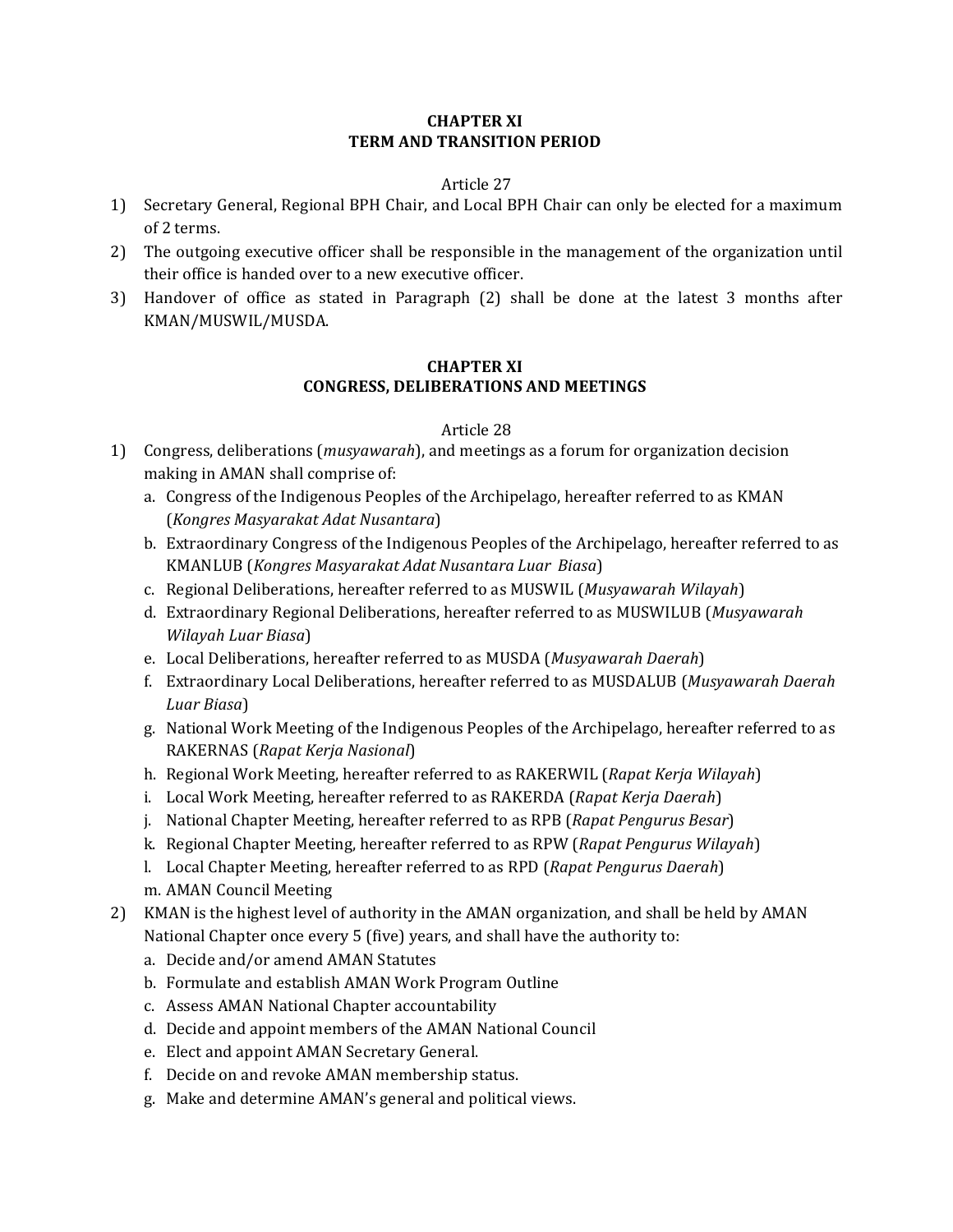## CHAPTER XI
## TERM AND TRANSITION PERIOD

Article 27

1) Secretary General, Regional BPH Chair, and Local BPH Chair can only be elected for a maximum of 2 terms.
2) The outgoing executive officer shall be responsible in the management of the organization until their office is handed over to a new executive officer.
3) Handover of office as stated in Paragraph (2) shall be done at the latest 3 months after KMAN/MUSWIL/MUSDA.

## CHAPTER XI
## CONGRESS, DELIBERATIONS AND MEETINGS

Article 28

1) Congress, deliberations (*musyawarah*), and meetings as a forum for organization decision making in AMAN shall comprise of:
   a. Congress of the Indigenous Peoples of the Archipelago, hereafter referred to as KMAN (*Kongres Masyarakat Adat Nusantara*)
   b. Extraordinary Congress of the Indigenous Peoples of the Archipelago, hereafter referred to as KMANLUB (*Kongres Masyarakat Adat Nusantara Luar Biasa*)
   c. Regional Deliberations, hereafter referred to as MUSWIL (*Musyawarah Wilayah*)
   d. Extraordinary Regional Deliberations, hereafter referred to as MUSWILUB (*Musyawarah Wilayah Luar Biasa*)
   e. Local Deliberations, hereafter referred to as MUSDA (*Musyawarah Daerah*)
   f. Extraordinary Local Deliberations, hereafter referred to as MUSDALUB (*Musyawarah Daerah Luar Biasa*)
   g. National Work Meeting of the Indigenous Peoples of the Archipelago, hereafter referred to as RAKERNAS (*Rapat Kerja Nasional*)
   h. Regional Work Meeting, hereafter referred to as RAKERWIL (*Rapat Kerja Wilayah*)
   i. Local Work Meeting, hereafter referred to as RAKERDA (*Rapat Kerja Daerah*)
   j. National Chapter Meeting, hereafter referred to as RPB (*Rapat Pengurus Besar*)
   k. Regional Chapter Meeting, hereafter referred to as RPW (*Rapat Pengurus Wilayah*)
   l. Local Chapter Meeting, hereafter referred to as RPD (*Rapat Pengurus Daerah*)
   m. AMAN Council Meeting
2) KMAN is the highest level of authority in the AMAN organization, and shall be held by AMAN National Chapter once every 5 (five) years, and shall have the authority to:
   a. Decide and/or amend AMAN Statutes
   b. Formulate and establish AMAN Work Program Outline
   c. Assess AMAN National Chapter accountability
   d. Decide and appoint members of the AMAN National Council
   e. Elect and appoint AMAN Secretary General.
   f. Decide on and revoke AMAN membership status.
   g. Make and determine AMAN's general and political views.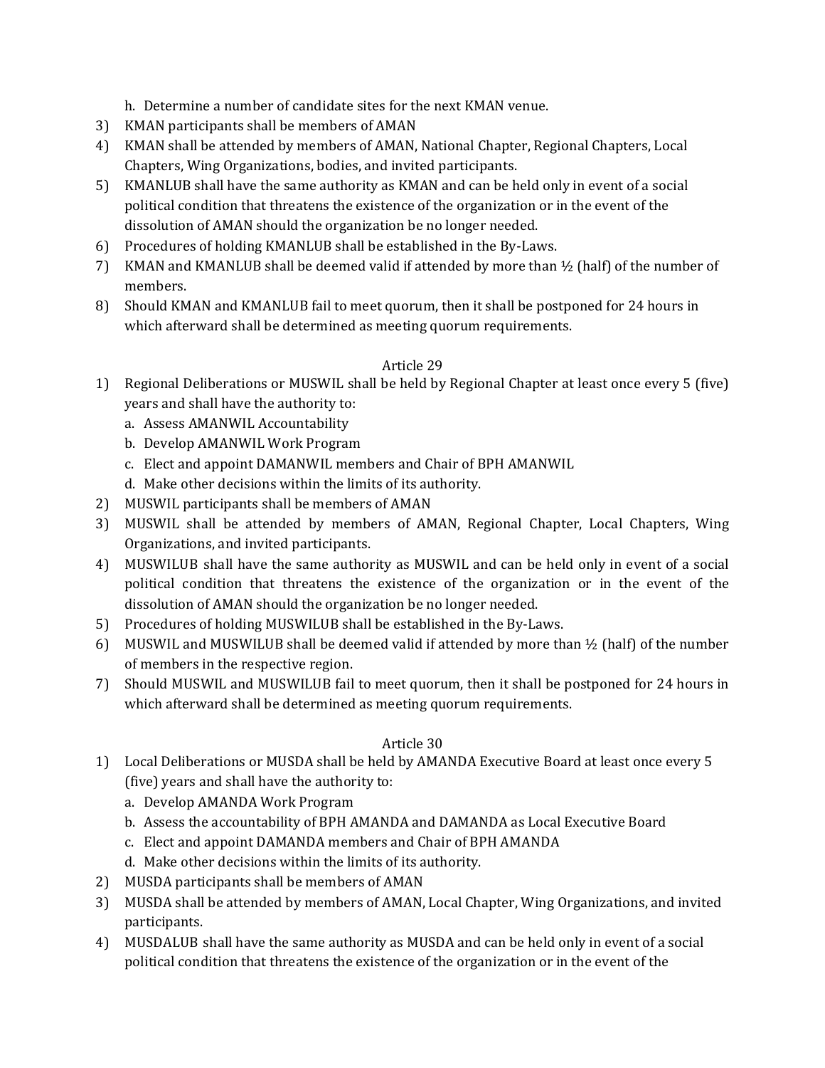h. Determine a number of candidate sites for the next KMAN venue.

3) KMAN participants shall be members of AMAN
4) KMAN shall be attended by members of AMAN, National Chapter, Regional Chapters, Local Chapters, Wing Organizations, bodies, and invited participants.
5) KMANLUB shall have the same authority as KMAN and can be held only in event of a social political condition that threatens the existence of the organization or in the event of the dissolution of AMAN should the organization be no longer needed.
6) Procedures of holding KMANLUB shall be established in the By-Laws.
7) KMAN and KMANLUB shall be deemed valid if attended by more than ½ (half) of the number of members.
8) Should KMAN and KMANLUB fail to meet quorum, then it shall be postponed for 24 hours in which afterward shall be determined as meeting quorum requirements.

Article 29

1) Regional Deliberations or MUSWIL shall be held by Regional Chapter at least once every 5 (five) years and shall have the authority to:
   a. Assess AMANWIL Accountability
   b. Develop AMANWIL Work Program
   c. Elect and appoint DAMANWIL members and Chair of BPH AMANWIL
   d. Make other decisions within the limits of its authority.
2) MUSWIL participants shall be members of AMAN
3) MUSWIL shall be attended by members of AMAN, Regional Chapter, Local Chapters, Wing Organizations, and invited participants.
4) MUSWILUB shall have the same authority as MUSWIL and can be held only in event of a social political condition that threatens the existence of the organization or in the event of the dissolution of AMAN should the organization be no longer needed.
5) Procedures of holding MUSWILUB shall be established in the By-Laws.
6) MUSWIL and MUSWILUB shall be deemed valid if attended by more than ½ (half) of the number of members in the respective region.
7) Should MUSWIL and MUSWILUB fail to meet quorum, then it shall be postponed for 24 hours in which afterward shall be determined as meeting quorum requirements.

Article 30

1) Local Deliberations or MUSDA shall be held by AMANDA Executive Board at least once every 5 (five) years and shall have the authority to:
   a. Develop AMANDA Work Program
   b. Assess the accountability of BPH AMANDA and DAMANDA as Local Executive Board
   c. Elect and appoint DAMANDA members and Chair of BPH AMANDA
   d. Make other decisions within the limits of its authority.
2) MUSDA participants shall be members of AMAN
3) MUSDA shall be attended by members of AMAN, Local Chapter, Wing Organizations, and invited participants.
4) MUSDALUB shall have the same authority as MUSDA and can be held only in event of a social political condition that threatens the existence of the organization or in the event of the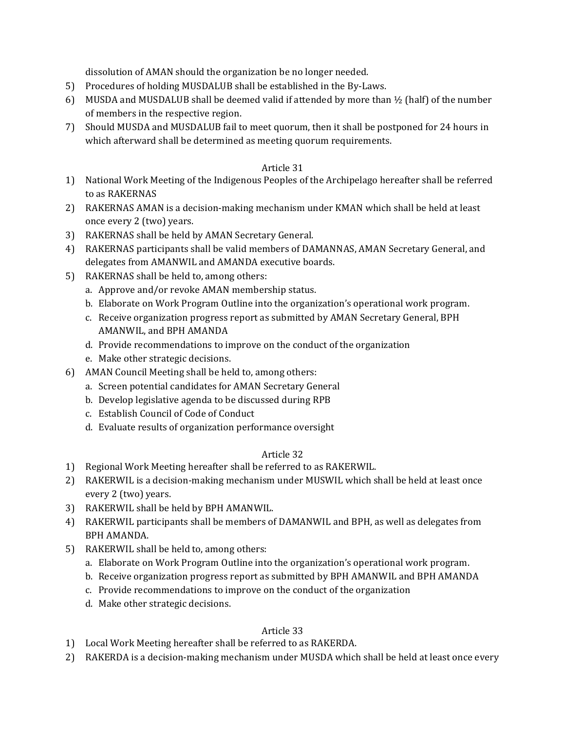dissolution of AMAN should the organization be no longer needed.

5) Procedures of holding MUSDALUB shall be established in the By-Laws.
6) MUSDA and MUSDALUB shall be deemed valid if attended by more than ½ (half) of the number of members in the respective region.
7) Should MUSDA and MUSDALUB fail to meet quorum, then it shall be postponed for 24 hours in which afterward shall be determined as meeting quorum requirements.

Article 31

1) National Work Meeting of the Indigenous Peoples of the Archipelago hereafter shall be referred to as RAKERNAS
2) RAKERNAS AMAN is a decision-making mechanism under KMAN which shall be held at least once every 2 (two) years.
3) RAKERNAS shall be held by AMAN Secretary General.
4) RAKERNAS participants shall be valid members of DAMANNAS, AMAN Secretary General, and delegates from AMANWIL and AMANDA executive boards.
5) RAKERNAS shall be held to, among others:
   a. Approve and/or revoke AMAN membership status.
   b. Elaborate on Work Program Outline into the organization's operational work program.
   c. Receive organization progress report as submitted by AMAN Secretary General, BPH AMANWIL, and BPH AMANDA
   d. Provide recommendations to improve on the conduct of the organization
   e. Make other strategic decisions.
6) AMAN Council Meeting shall be held to, among others:
   a. Screen potential candidates for AMAN Secretary General
   b. Develop legislative agenda to be discussed during RPB
   c. Establish Council of Code of Conduct
   d. Evaluate results of organization performance oversight

Article 32

1) Regional Work Meeting hereafter shall be referred to as RAKERWIL.
2) RAKERWIL is a decision-making mechanism under MUSWIL which shall be held at least once every 2 (two) years.
3) RAKERWIL shall be held by BPH AMANWIL.
4) RAKERWIL participants shall be members of DAMANWIL and BPH, as well as delegates from BPH AMANDA.
5) RAKERWIL shall be held to, among others:
   a. Elaborate on Work Program Outline into the organization's operational work program.
   b. Receive organization progress report as submitted by BPH AMANWIL and BPH AMANDA
   c. Provide recommendations to improve on the conduct of the organization
   d. Make other strategic decisions.

Article 33

1) Local Work Meeting hereafter shall be referred to as RAKERDA.
2) RAKERDA is a decision-making mechanism under MUSDA which shall be held at least once every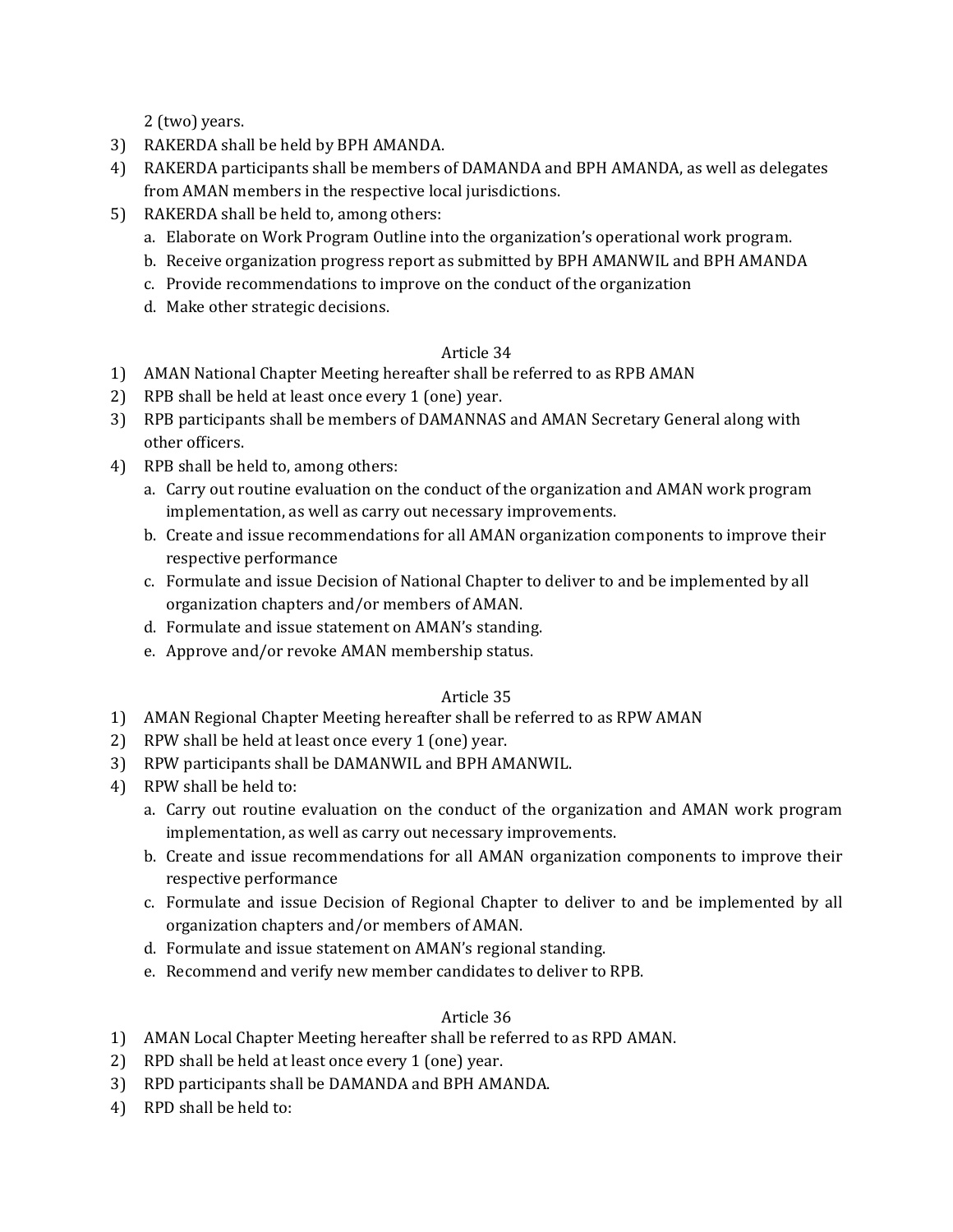2 (two) years.

3) RAKERDA shall be held by BPH AMANDA.
4) RAKERDA participants shall be members of DAMANDA and BPH AMANDA, as well as delegates from AMAN members in the respective local jurisdictions.
5) RAKERDA shall be held to, among others:
   a. Elaborate on Work Program Outline into the organization's operational work program.
   b. Receive organization progress report as submitted by BPH AMANWIL and BPH AMANDA
   c. Provide recommendations to improve on the conduct of the organization
   d. Make other strategic decisions.

Article 34

1) AMAN National Chapter Meeting hereafter shall be referred to as RPB AMAN
2) RPB shall be held at least once every 1 (one) year.
3) RPB participants shall be members of DAMANNAS and AMAN Secretary General along with other officers.
4) RPB shall be held to, among others:
   a. Carry out routine evaluation on the conduct of the organization and AMAN work program implementation, as well as carry out necessary improvements.
   b. Create and issue recommendations for all AMAN organization components to improve their respective performance
   c. Formulate and issue Decision of National Chapter to deliver to and be implemented by all organization chapters and/or members of AMAN.
   d. Formulate and issue statement on AMAN's standing.
   e. Approve and/or revoke AMAN membership status.

Article 35

1) AMAN Regional Chapter Meeting hereafter shall be referred to as RPW AMAN
2) RPW shall be held at least once every 1 (one) year.
3) RPW participants shall be DAMANWIL and BPH AMANWIL.
4) RPW shall be held to:
   a. Carry out routine evaluation on the conduct of the organization and AMAN work program implementation, as well as carry out necessary improvements.
   b. Create and issue recommendations for all AMAN organization components to improve their respective performance
   c. Formulate and issue Decision of Regional Chapter to deliver to and be implemented by all organization chapters and/or members of AMAN.
   d. Formulate and issue statement on AMAN's regional standing.
   e. Recommend and verify new member candidates to deliver to RPB.

Article 36

1) AMAN Local Chapter Meeting hereafter shall be referred to as RPD AMAN.
2) RPD shall be held at least once every 1 (one) year.
3) RPD participants shall be DAMANDA and BPH AMANDA.
4) RPD shall be held to: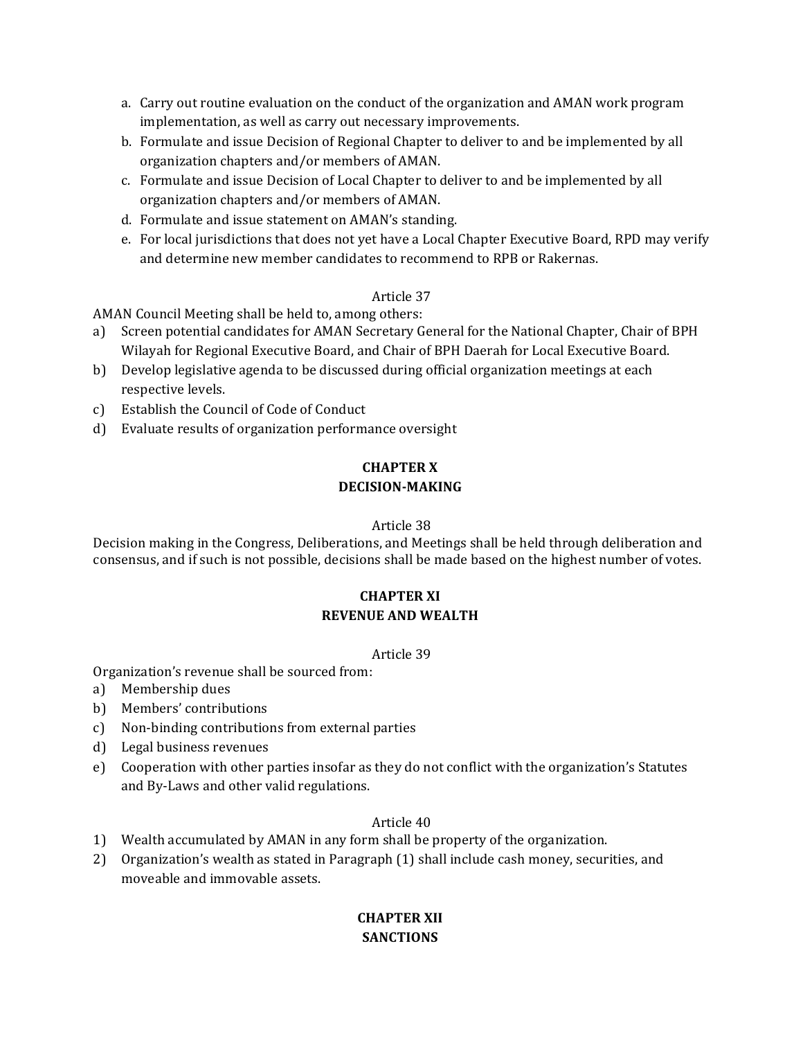a. Carry out routine evaluation on the conduct of the organization and AMAN work program implementation, as well as carry out necessary improvements.
b. Formulate and issue Decision of Regional Chapter to deliver to and be implemented by all organization chapters and/or members of AMAN.
c. Formulate and issue Decision of Local Chapter to deliver to and be implemented by all organization chapters and/or members of AMAN.
d. Formulate and issue statement on AMAN's standing.
e. For local jurisdictions that does not yet have a Local Chapter Executive Board, RPD may verify and determine new member candidates to recommend to RPB or Rakernas.

Article 37

AMAN Council Meeting shall be held to, among others:

a) Screen potential candidates for AMAN Secretary General for the National Chapter, Chair of BPH Wilayah for Regional Executive Board, and Chair of BPH Daerah for Local Executive Board.
b) Develop legislative agenda to be discussed during official organization meetings at each respective levels.
c) Establish the Council of Code of Conduct
d) Evaluate results of organization performance oversight

## CHAPTER X
## DECISION-MAKING

Article 38

Decision making in the Congress, Deliberations, and Meetings shall be held through deliberation and consensus, and if such is not possible, decisions shall be made based on the highest number of votes.

## CHAPTER XI
## REVENUE AND WEALTH

Article 39

Organization's revenue shall be sourced from:

a) Membership dues
b) Members' contributions
c) Non-binding contributions from external parties
d) Legal business revenues
e) Cooperation with other parties insofar as they do not conflict with the organization's Statutes and By-Laws and other valid regulations.

Article 40

1) Wealth accumulated by AMAN in any form shall be property of the organization.
2) Organization's wealth as stated in Paragraph (1) shall include cash money, securities, and moveable and immovable assets.

## CHAPTER XII
## SANCTIONS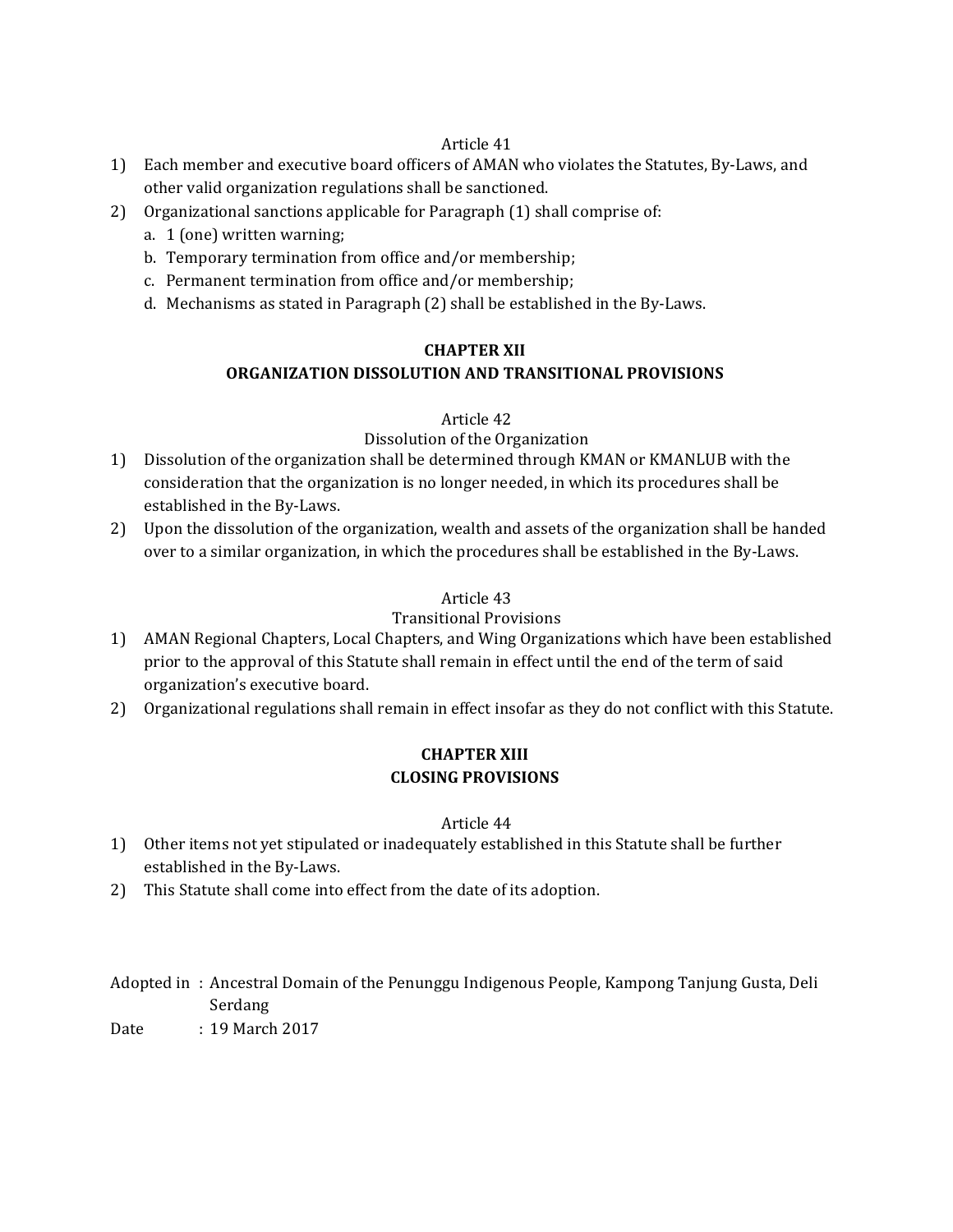Article 41

1) Each member and executive board officers of AMAN who violates the Statutes, By-Laws, and other valid organization regulations shall be sanctioned.
2) Organizational sanctions applicable for Paragraph (1) shall comprise of:
   a. 1 (one) written warning;
   b. Temporary termination from office and/or membership;
   c. Permanent termination from office and/or membership;
   d. Mechanisms as stated in Paragraph (2) shall be established in the By-Laws.

## CHAPTER XII
## ORGANIZATION DISSOLUTION AND TRANSITIONAL PROVISIONS

Article 42

Dissolution of the Organization

1) Dissolution of the organization shall be determined through KMAN or KMANLUB with the consideration that the organization is no longer needed, in which its procedures shall be established in the By-Laws.
2) Upon the dissolution of the organization, wealth and assets of the organization shall be handed over to a similar organization, in which the procedures shall be established in the By-Laws.

Article 43

Transitional Provisions

1) AMAN Regional Chapters, Local Chapters, and Wing Organizations which have been established prior to the approval of this Statute shall remain in effect until the end of the term of said organization's executive board.
2) Organizational regulations shall remain in effect insofar as they do not conflict with this Statute.

## CHAPTER XIII
## CLOSING PROVISIONS

Article 44

1) Other items not yet stipulated or inadequately established in this Statute shall be further established in the By-Laws.
2) This Statute shall come into effect from the date of its adoption.

Adopted in : Ancestral Domain of the Penunggu Indigenous People, Kampong Tanjung Gusta, Deli Serdang

Date : 19 March 2017